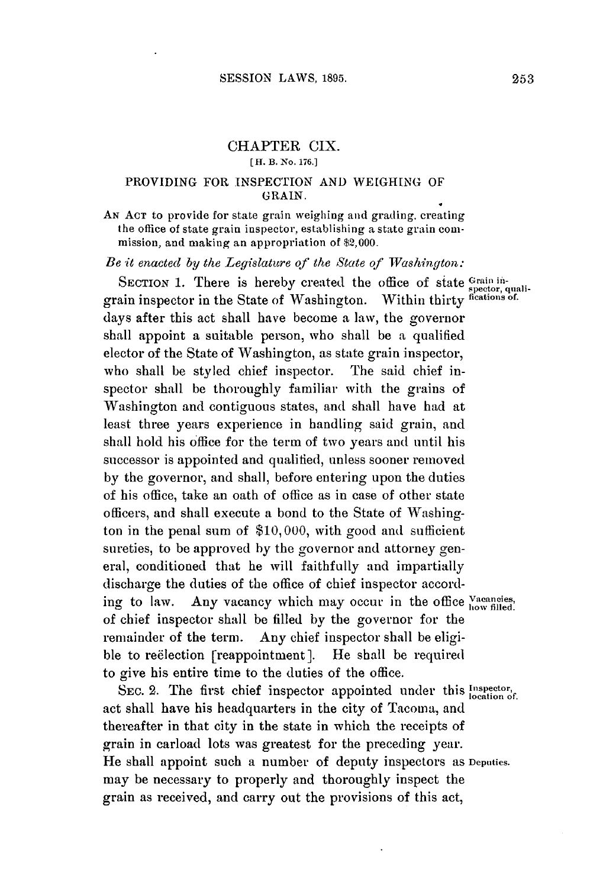# CHAPTER CIX.

[H. B. No. 176.]

## PROVIDING FOR INSPECTION AND WEIGHING OF GRAIN.

AN ACT to provide for state grain weighing and grading, creating the office of state grain inspector, establishing a state grain commission, and making an appropriation of $2,000.

*Be it enacted by the Legislature of the State of Washington:*

SECTION 1. There is hereby created the office of state grain inspector in the State of Washington. Within thirty days after this act shall have become a law, the governor shall appoint a suitable person, who shall be a qualified elector of the State of Washington, as state grain inspector, who shall be styled chief inspector. The said chief inspector shall be thoroughly familiar with the grains of Washington and contiguous states, and shall have had at least three years experience in handling said grain, and shall hold his office for the term of two years and until his successor is appointed and qualified, unless sooner removed by the governor, and shall, before entering upon the duties of his office, take an oath of office as in case of other state officers, and shall execute a bond to the State of Washington in the penal sum of $10,000, with good and sufficient sureties, to be approved by the governor and attorney general, conditioned that he will faithfully and impartially discharge the duties of the office of chief inspector according to law. Any vacancy which may occur in the office of chief inspector shall be filled by the governor for the remainder of the term. Any chief inspector shall be eligible to reëlection [reappointment]. He shall be required to give his entire time to the duties of the office.

*Grain inspector, qualifications of.*

*Vacancies, how filled.*

SEC. 2. The first chief inspector appointed under this act shall have his headquarters in the city of Tacoma, and thereafter in that city in the state in which the receipts of grain in carload lots was greatest for the preceding year. He shall appoint such a number of deputy inspectors as may be necessary to properly and thoroughly inspect the grain as received, and carry out the provisions of this act,

*Inspector, location of.*

*Deputies.*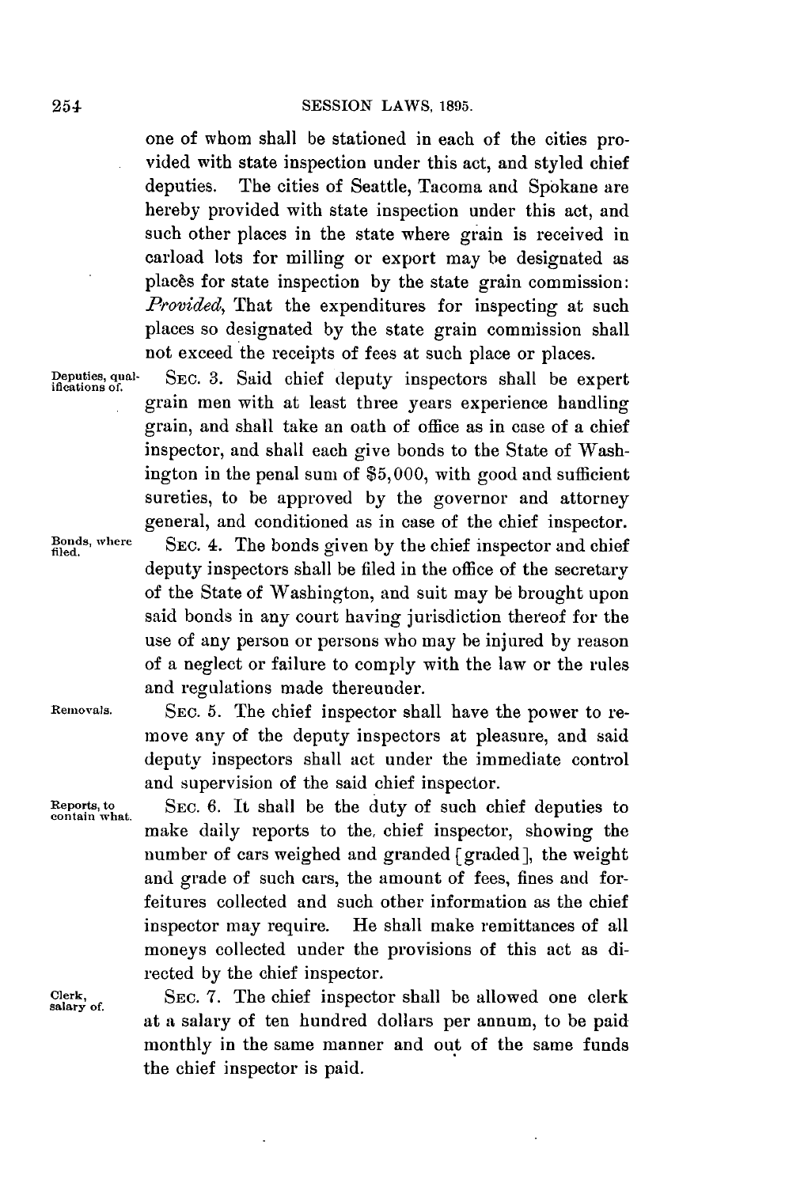one of whom shall be stationed in each of the cities provided with state inspection under this act, and styled chief deputies. The cities of Seattle, Tacoma and Spokane are hereby provided with state inspection under this act, and such other places in the state where grain is received in carload lots for milling or export may be designated as places for state inspection by the state grain commission: *Provided*, That the expenditures for inspecting at such places so designated by the state grain commission shall not exceed the receipts of fees at such place or places.

Deputies, qualifications of.

SEC. 3. Said chief deputy inspectors shall be expert grain men with at least three years experience handling grain, and shall take an oath of office as in case of a chief inspector, and shall each give bonds to the State of Washington in the penal sum of $5,000, with good and sufficient sureties, to be approved by the governor and attorney general, and conditioned as in case of the chief inspector.

Bonds, where filed.

SEC. 4. The bonds given by the chief inspector and chief deputy inspectors shall be filed in the office of the secretary of the State of Washington, and suit may be brought upon said bonds in any court having jurisdiction thereof for the use of any person or persons who may be injured by reason of a neglect or failure to comply with the law or the rules and regulations made thereunder.

Removals.

SEC. 5. The chief inspector shall have the power to remove any of the deputy inspectors at pleasure, and said deputy inspectors shall act under the immediate control and supervision of the said chief inspector.

Reports, to contain what.

SEC. 6. It shall be the duty of such chief deputies to make daily reports to the chief inspector, showing the number of cars weighed and granded [graded], the weight and grade of such cars, the amount of fees, fines and forfeitures collected and such other information as the chief inspector may require. He shall make remittances of all moneys collected under the provisions of this act as directed by the chief inspector.

Clerk, salary of.

SEC. 7. The chief inspector shall be allowed one clerk at a salary of ten hundred dollars per annum, to be paid monthly in the same manner and out of the same funds the chief inspector is paid.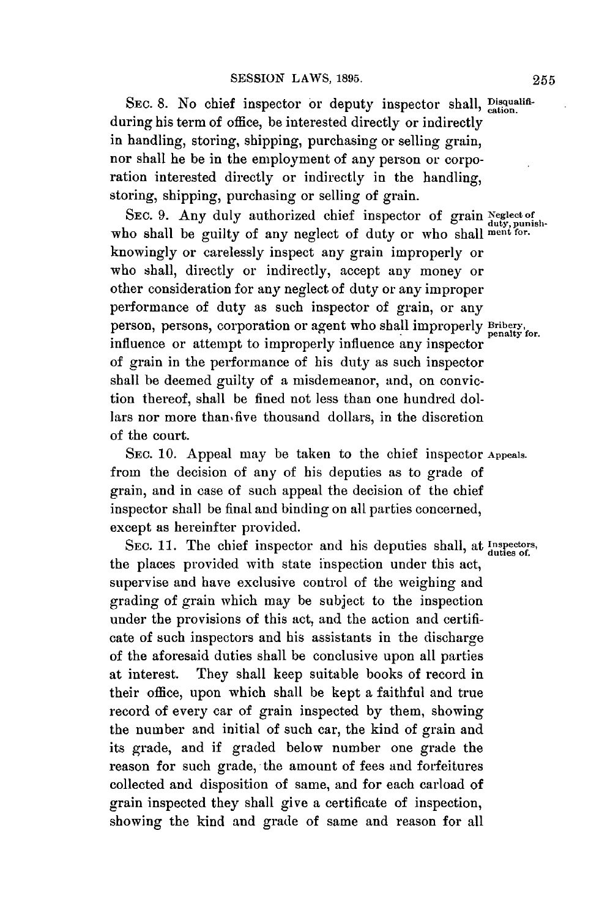SEC. 8. No chief inspector or deputy inspector shall, during his term of office, be interested directly or indirectly in handling, storing, shipping, purchasing or selling grain, nor shall he be in the employment of any person or corporation interested directly or indirectly in the handling, storing, shipping, purchasing or selling of grain.

*Disqualification.*

SEC. 9. Any duly authorized chief inspector of grain who shall be guilty of any neglect of duty or who shall knowingly or carelessly inspect any grain improperly or who shall, directly or indirectly, accept any money or other consideration for any neglect of duty or any improper performance of duty as such inspector of grain, or any person, persons, corporation or agent who shall improperly influence or attempt to improperly influence any inspector of grain in the performance of his duty as such inspector shall be deemed guilty of a misdemeanor, and, on conviction thereof, shall be fined not less than one hundred dollars nor more than five thousand dollars, in the discretion of the court.

*Neglect of duty, punishment for.*

*Bribery, penalty for.*

SEC. 10. Appeal may be taken to the chief inspector from the decision of any of his deputies as to grade of grain, and in case of such appeal the decision of the chief inspector shall be final and binding on all parties concerned, except as hereinfter provided.

*Appeals.*

SEC. 11. The chief inspector and his deputies shall, at the places provided with state inspection under this act, supervise and have exclusive control of the weighing and grading of grain which may be subject to the inspection under the provisions of this act, and the action and certificate of such inspectors and his assistants in the discharge of the aforesaid duties shall be conclusive upon all parties at interest. They shall keep suitable books of record in their office, upon which shall be kept a faithful and true record of every car of grain inspected by them, showing the number and initial of such car, the kind of grain and its grade, and if graded below number one grade the reason for such grade, the amount of fees and forfeitures collected and disposition of same, and for each carload of grain inspected they shall give a certificate of inspection, showing the kind and grade of same and reason for all

*Inspectors, duties of.*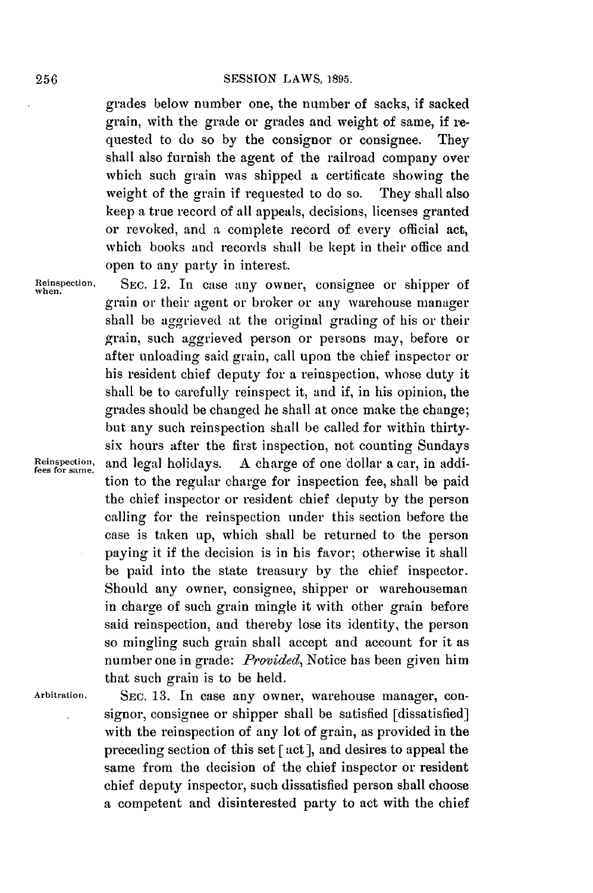grades below number one, the number of sacks, if sacked grain, with the grade or grades and weight of same, if requested to do so by the consignor or consignee. They shall also furnish the agent of the railroad company over which such grain was shipped a certificate showing the weight of the grain if requested to do so. They shall also keep a true record of all appeals, decisions, licenses granted or revoked, and a complete record of every official act, which books and records shall be kept in their office and open to any party in interest.

Reinspection, when.

SEC. 12. In case any owner, consignee or shipper of grain or their agent or broker or any warehouse manager shall be aggrieved at the original grading of his or their grain, such aggrieved person or persons may, before or after unloading said grain, call upon the chief inspector or his resident chief deputy for a reinspection, whose duty it shall be to carefully reinspect it, and if, in his opinion, the grades should be changed he shall at once make the change; but any such reinspection shall be called for within thirty-six hours after the first inspection, not counting Sundays and legal holidays. A charge of one dollar a car, in addition to the regular charge for inspection fee, shall be paid the chief inspector or resident chief deputy by the person calling for the reinspection under this section before the case is taken up, which shall be returned to the person paying it if the decision is in his favor; otherwise it shall be paid into the state treasury by the chief inspector. Should any owner, consignee, shipper or warehouseman in charge of such grain mingle it with other grain before said reinspection, and thereby lose its identity, the person so mingling such grain shall accept and account for it as number one in grade: *Provided*, Notice has been given him that such grain is to be held.

Reinspection, fees for same.

Arbitration.

SEC. 13. In case any owner, warehouse manager, consignor, consignee or shipper shall be satisfied [dissatisfied] with the reinspection of any lot of grain, as provided in the preceding section of this set [act], and desires to appeal the same from the decision of the chief inspector or resident chief deputy inspector, such dissatisfied person shall choose a competent and disinterested party to act with the chief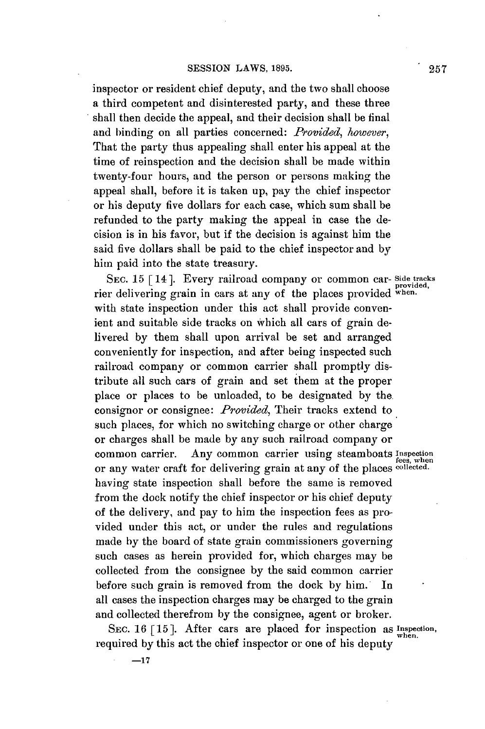inspector or resident chief deputy, and the two shall choose a third competent and disinterested party, and these three shall then decide the appeal, and their decision shall be final and binding on all parties concerned: *Provided, however,* That the party thus appealing shall enter his appeal at the time of reinspection and the decision shall be made within twenty-four hours, and the person or persons making the appeal shall, before it is taken up, pay the chief inspector or his deputy five dollars for each case, which sum shall be refunded to the party making the appeal in case the decision is in his favor, but if the decision is against him the said five dollars shall be paid to the chief inspector and by him paid into the state treasury.

Side tracks provided, when.

SEC. 15 [14]. Every railroad company or common carrier delivering grain in cars at any of the places provided with state inspection under this act shall provide convenient and suitable side tracks on which all cars of grain delivered by them shall upon arrival be set and arranged conveniently for inspection, and after being inspected such railroad company or common carrier shall promptly distribute all such cars of grain and set them at the proper place or places to be unloaded, to be designated by the consignor or consignee: *Provided,* Their tracks extend to such places, for which no switching charge or other charge or charges shall be made by any such railroad company or common carrier. Any common carrier using steamboats or any water craft for delivering grain at any of the places having state inspection shall before the same is removed from the dock notify the chief inspector or his chief deputy of the delivery, and pay to him the inspection fees as provided under this act, or under the rules and regulations made by the board of state grain commissioners governing such cases as herein provided for, which charges may be collected from the consignee by the said common carrier before such grain is removed from the dock by him. In all cases the inspection charges may be charged to the grain and collected therefrom by the consignee, agent or broker.

Inspection fees, when collected.

Inspection, when.

SEC. 16 [15]. After cars are placed for inspection as required by this act the chief inspector or one of his deputy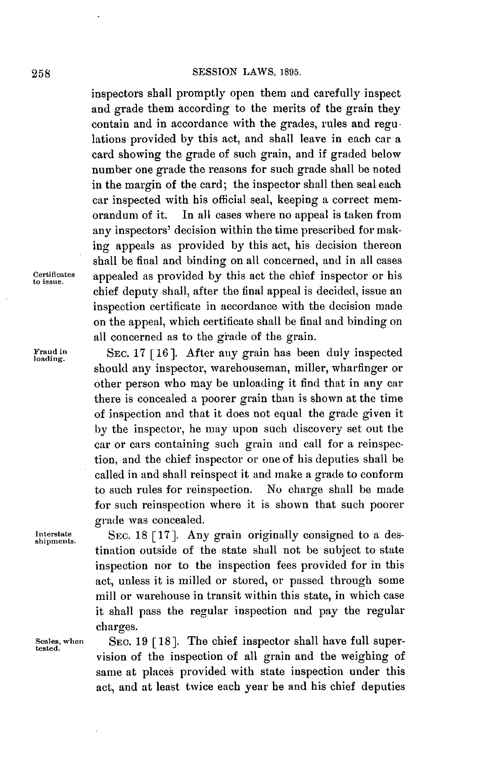inspectors shall promptly open them and carefully inspect and grade them according to the merits of the grain they contain and in accordance with the grades, rules and regulations provided by this act, and shall leave in each car a card showing the grade of such grain, and if graded below number one grade the reasons for such grade shall be noted in the margin of the card; the inspector shall then seal each car inspected with his official seal, keeping a correct memorandum of it. In all cases where no appeal is taken from any inspectors' decision within the time prescribed for making appeals as provided by this act, his decision thereon shall be final and binding on all concerned, and in all cases appealed as provided by this act the chief inspector or his chief deputy shall, after the final appeal is decided, issue an inspection certificate in accordance with the decision made on the appeal, which certificate shall be final and binding on all concerned as to the grade of the grain.

*Certificates to issue.*

*Fraud in loading.*

SEC. 17 [16]. After any grain has been duly inspected should any inspector, warehouseman, miller, wharfinger or other person who may be unloading it find that in any car there is concealed a poorer grain than is shown at the time of inspection and that it does not equal the grade given it by the inspector, he may upon such discovery set out the car or cars containing such grain and call for a reinspection, and the chief inspector or one of his deputies shall be called in and shall reinspect it and make a grade to conform to such rules for reinspection. No charge shall be made for such reinspection where it is shown that such poorer grade was concealed.

*Interstate shipments.*

SEC. 18 [17]. Any grain originally consigned to a destination outside of the state shall not be subject to state inspection nor to the inspection fees provided for in this act, unless it is milled or stored, or passed through some mill or warehouse in transit within this state, in which case it shall pass the regular inspection and pay the regular charges.

*Scales, when tested.*

SEC. 19 [18]. The chief inspector shall have full supervision of the inspection of all grain and the weighing of same at places provided with state inspection under this act, and at least twice each year he and his chief deputies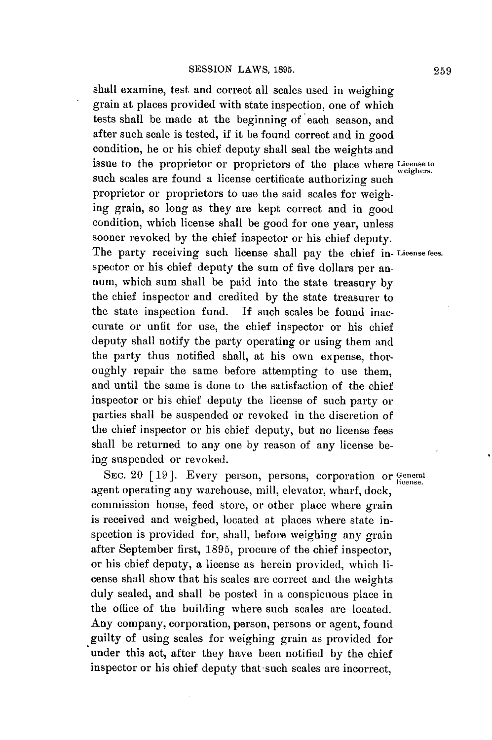shall examine, test and correct all scales used in weighing grain at places provided with state inspection, one of which tests shall be made at the beginning of each season, and after such scale is tested, if it be found correct and in good condition, he or his chief deputy shall seal the weights and issue to the proprietor or proprietors of the place where such scales are found a license certificate authorizing such proprietor or proprietors to use the said scales for weighing grain, so long as they are kept correct and in good condition, which license shall be good for one year, unless sooner revoked by the chief inspector or his chief deputy. The party receiving such license shall pay the chief inspector or his chief deputy the sum of five dollars per annum, which sum shall be paid into the state treasury by the chief inspector and credited by the state treasurer to the state inspection fund. If such scales be found inaccurate or unfit for use, the chief inspector or his chief deputy shall notify the party operating or using them and the party thus notified shall, at his own expense, thoroughly repair the same before attempting to use them, and until the same is done to the satisfaction of the chief inspector or his chief deputy the license of such party or parties shall be suspended or revoked in the discretion of the chief inspector or his chief deputy, but no license fees shall be returned to any one by reason of any license being suspended or revoked.

*License to weighers.*

*License fees.*

SEC. 20 [19]. Every person, persons, corporation or agent operating any warehouse, mill, elevator, wharf, dock, commission house, feed store, or other place where grain is received and weighed, located at places where state inspection is provided for, shall, before weighing any grain after September first, 1895, procure of the chief inspector, or his chief deputy, a license as herein provided, which license shall show that his scales are correct and the weights duly sealed, and shall be posted in a conspicuous place in the office of the building where such scales are located. Any company, corporation, person, persons or agent, found guilty of using scales for weighing grain as provided for under this act, after they have been notified by the chief inspector or his chief deputy that such scales are incorrect,

*General license.*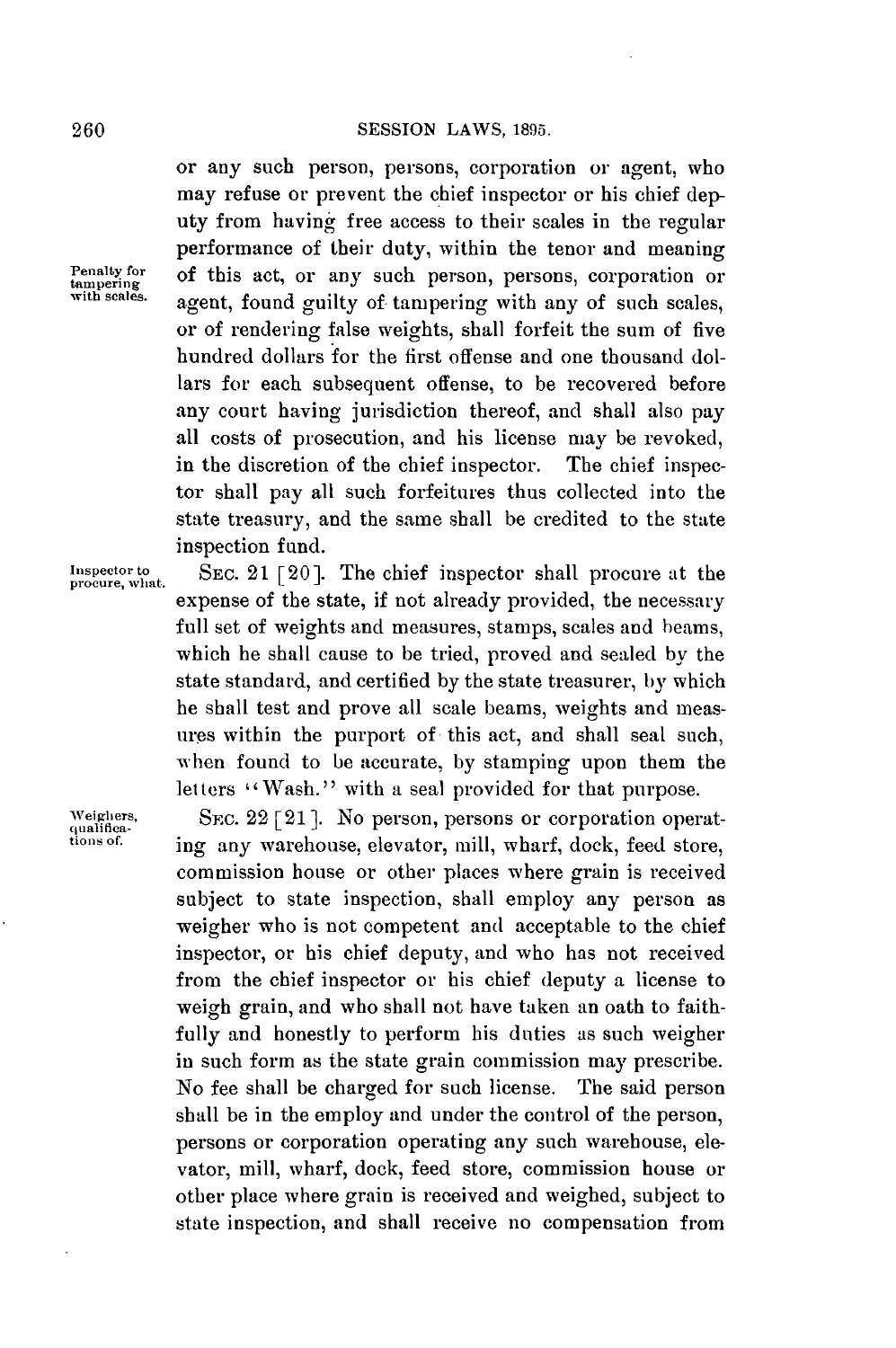or any such person, persons, corporation or agent, who may refuse or prevent the chief inspector or his chief deputy from having free access to their scales in the regular performance of their duty, within the tenor and meaning of this act, or any such person, persons, corporation or agent, found guilty of tampering with any of such scales, or of rendering false weights, shall forfeit the sum of five hundred dollars for the first offense and one thousand dollars for each subsequent offense, to be recovered before any court having jurisdiction thereof, and shall also pay all costs of prosecution, and his license may be revoked, in the discretion of the chief inspector. The chief inspector shall pay all such forfeitures thus collected into the state treasury, and the same shall be credited to the state inspection fund.

*Penalty for tampering with scales.*

*Inspector to procure, what.*

SEC. 21 [20]. The chief inspector shall procure at the expense of the state, if not already provided, the necessary full set of weights and measures, stamps, scales and beams, which he shall cause to be tried, proved and sealed by the state standard, and certified by the state treasurer, by which he shall test and prove all scale beams, weights and measures within the purport of this act, and shall seal such, when found to be accurate, by stamping upon them the letters "Wash." with a seal provided for that purpose.

*Weighers, qualifications of.*

SEC. 22 [21]. No person, persons or corporation operating any warehouse, elevator, mill, wharf, dock, feed store, commission house or other places where grain is received subject to state inspection, shall employ any person as weigher who is not competent and acceptable to the chief inspector, or his chief deputy, and who has not received from the chief inspector or his chief deputy a license to weigh grain, and who shall not have taken an oath to faithfully and honestly to perform his duties as such weigher in such form as the state grain commission may prescribe. No fee shall be charged for such license. The said person shall be in the employ and under the control of the person, persons or corporation operating any such warehouse, elevator, mill, wharf, dock, feed store, commission house or other place where grain is received and weighed, subject to state inspection, and shall receive no compensation from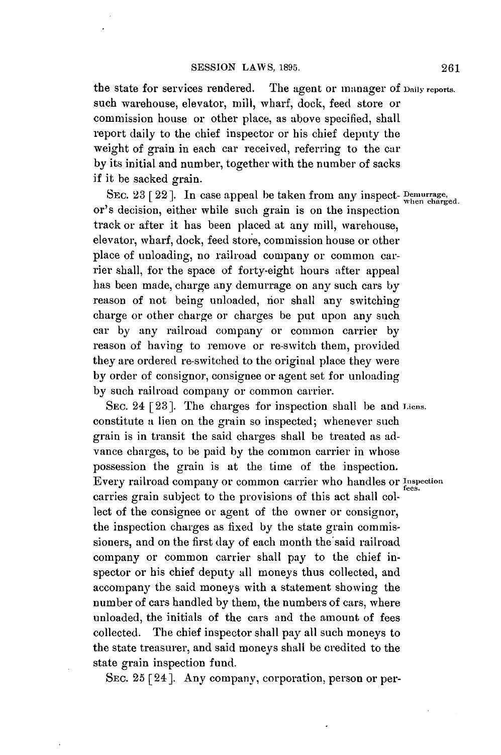the state for services rendered. The agent or manager of such warehouse, elevator, mill, wharf, dock, feed store or commission house or other place, as above specified, shall report daily to the chief inspector or his chief deputy the weight of grain in each car received, referring to the car by its initial and number, together with the number of sacks if it be sacked grain.

Daily reports.

SEC. 23 [22]. In case appeal be taken from any inspector's decision, either while such grain is on the inspection track or after it has been placed at any mill, warehouse, elevator, wharf, dock, feed store, commission house or other place of unloading, no railroad company or common carrier shall, for the space of forty-eight hours after appeal has been made, charge any demurrage on any such cars by reason of not being unloaded, nor shall any switching charge or other charge or charges be put upon any such car by any railroad company or common carrier by reason of having to remove or re-switch them, provided they are ordered re-switched to the original place they were by order of consignor, consignee or agent set for unloading by such railroad company or common carrier.

Demurrage, when charged.

SEC. 24 [23]. The charges for inspection shall be and constitute a lien on the grain so inspected; whenever such grain is in transit the said charges shall be treated as advance charges, to be paid by the common carrier in whose possession the grain is at the time of the inspection. Every railroad company or common carrier who handles or carries grain subject to the provisions of this act shall collect of the consignee or agent of the owner or consignor, the inspection charges as fixed by the state grain commissioners, and on the first day of each month the said railroad company or common carrier shall pay to the chief inspector or his chief deputy all moneys thus collected, and accompany the said moneys with a statement showing the number of cars handled by them, the numbers of cars, where unloaded, the initials of the cars and the amount of fees collected. The chief inspector shall pay all such moneys to the state treasurer, and said moneys shall be credited to the state grain inspection fund.

Liens.

Inspection fees.

SEC. 25 [24]. Any company, corporation, person or per-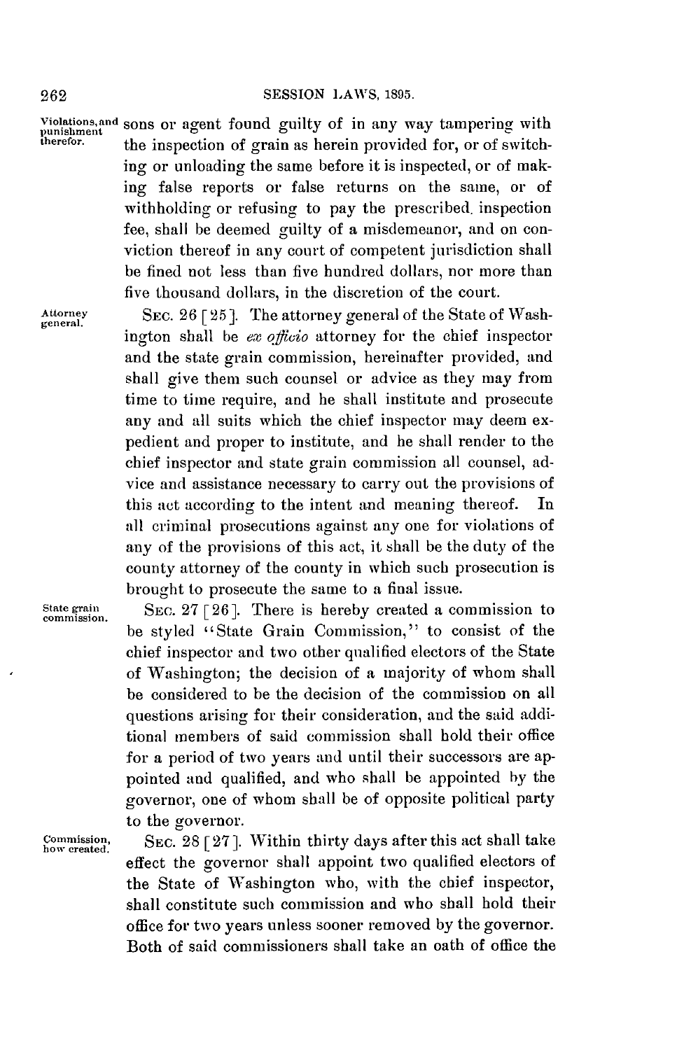sons or agent found guilty of in any way tampering with the inspection of grain as herein provided for, or of switching or unloading the same before it is inspected, or of making false reports or false returns on the same, or of withholding or refusing to pay the prescribed inspection fee, shall be deemed guilty of a misdemeanor, and on conviction thereof in any court of competent jurisdiction shall be fined not less than five hundred dollars, nor more than five thousand dollars, in the discretion of the court.

Violations, and punishment therefor.

Attorney general.

SEC. 26 [25]. The attorney general of the State of Washington shall be *ex officio* attorney for the chief inspector and the state grain commission, hereinafter provided, and shall give them such counsel or advice as they may from time to time require, and he shall institute and prosecute any and all suits which the chief inspector may deem expedient and proper to institute, and he shall render to the chief inspector and state grain commission all counsel, advice and assistance necessary to carry out the provisions of this act according to the intent and meaning thereof. In all criminal prosecutions against any one for violations of any of the provisions of this act, it shall be the duty of the county attorney of the county in which such prosecution is brought to prosecute the same to a final issue.

State grain commission.

SEC. 27 [26]. There is hereby created a commission to be styled "State Grain Commission," to consist of the chief inspector and two other qualified electors of the State of Washington; the decision of a majority of whom shall be considered to be the decision of the commission on all questions arising for their consideration, and the said additional members of said commission shall hold their office for a period of two years and until their successors are appointed and qualified, and who shall be appointed by the governor, one of whom shall be of opposite political party to the governor.

Commission, how created.

SEC. 28 [27]. Within thirty days after this act shall take effect the governor shall appoint two qualified electors of the State of Washington who, with the chief inspector, shall constitute such commission and who shall hold their office for two years unless sooner removed by the governor. Both of said commissioners shall take an oath of office the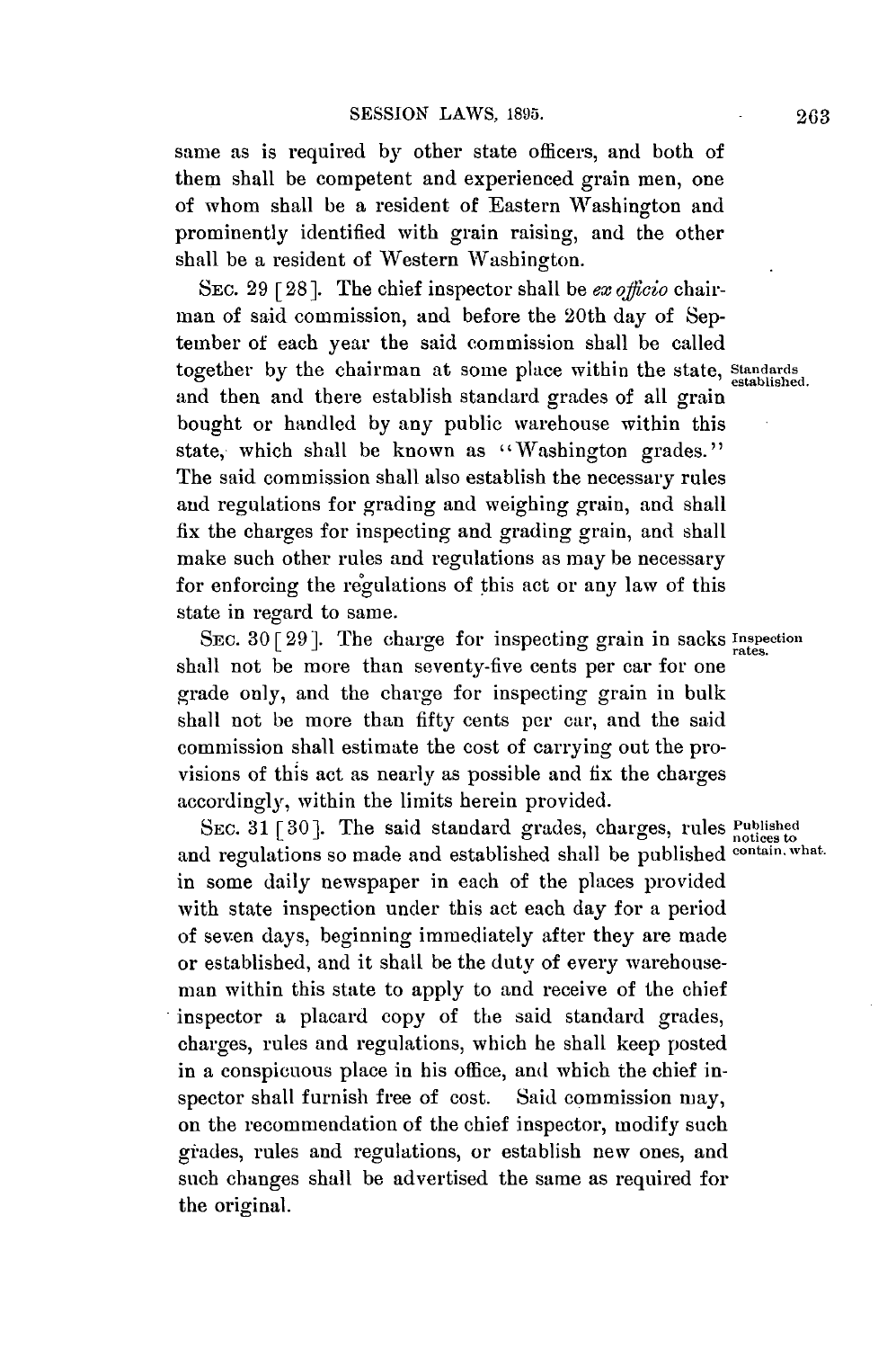same as is required by other state officers, and both of them shall be competent and experienced grain men, one of whom shall be a resident of Eastern Washington and prominently identified with grain raising, and the other shall be a resident of Western Washington.

SEC. 29 [28]. The chief inspector shall be *ex officio* chairman of said commission, and before the 20th day of September of each year the said commission shall be called together by the chairman at some place within the state, and then and there establish standard grades of all grain bought or handled by any public warehouse within this state, which shall be known as "Washington grades." The said commission shall also establish the necessary rules and regulations for grading and weighing grain, and shall fix the charges for inspecting and grading grain, and shall make such other rules and regulations as may be necessary for enforcing the regulations of this act or any law of this state in regard to same.

Standards established.

SEC. 30 [29]. The charge for inspecting grain in sacks shall not be more than seventy-five cents per car for one grade only, and the charge for inspecting grain in bulk shall not be more than fifty cents per car, and the said commission shall estimate the cost of carrying out the provisions of this act as nearly as possible and fix the charges accordingly, within the limits herein provided.

Inspection rates.

SEC. 31 [30]. The said standard grades, charges, rules and regulations so made and established shall be published in some daily newspaper in each of the places provided with state inspection under this act each day for a period of seven days, beginning immediately after they are made or established, and it shall be the duty of every warehouseman within this state to apply to and receive of the chief inspector a placard copy of the said standard grades, charges, rules and regulations, which he shall keep posted in a conspicuous place in his office, and which the chief inspector shall furnish free of cost. Said commission may, on the recommendation of the chief inspector, modify such grades, rules and regulations, or establish new ones, and such changes shall be advertised the same as required for the original.

Published notices to contain, what.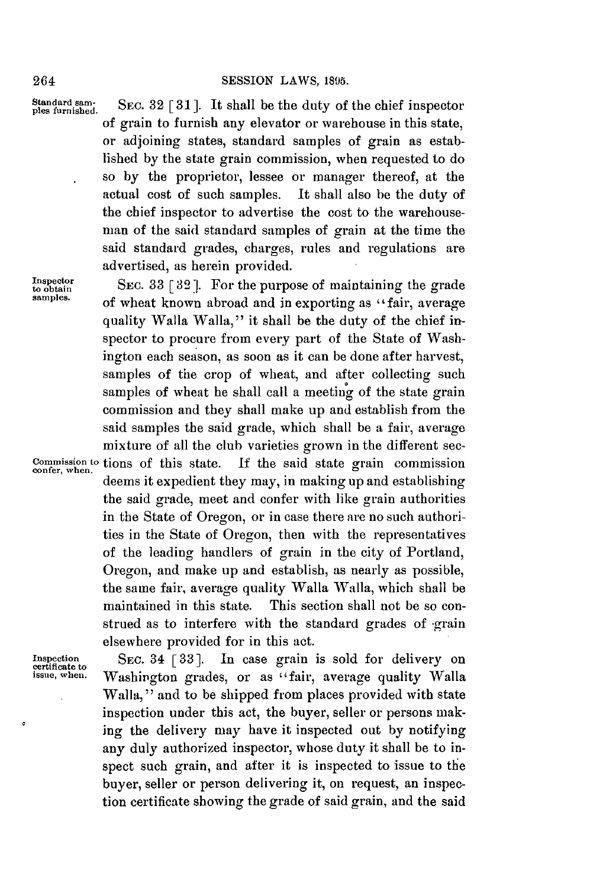**Standard samples furnished.** SEC. 32 [31]. It shall be the duty of the chief inspector of grain to furnish any elevator or warehouse in this state, or adjoining states, standard samples of grain as established by the state grain commission, when requested to do so by the proprietor, lessee or manager thereof, at the actual cost of such samples. It shall also be the duty of the chief inspector to advertise the cost to the warehouseman of the said standard samples of grain at the time the said standard grades, charges, rules and regulations are advertised, as herein provided.

**Inspector to obtain samples.** SEC. 33 [32]. For the purpose of maintaining the grade of wheat known abroad and in exporting as "fair, average quality Walla Walla," it shall be the duty of the chief inspector to procure from every part of the State of Washington each season, as soon as it can be done after harvest, samples of the crop of wheat, and after collecting such samples of wheat he shall call a meeting of the state grain commission and they shall make up and establish from the said samples the said grade, which shall be a fair, average mixture of all the club varieties grown in the different sections of this state. **Commission to confer, when.** If the said state grain commission deems it expedient they may, in making up and establishing the said grade, meet and confer with like grain authorities in the State of Oregon, or in case there are no such authorities in the State of Oregon, then with the representatives of the leading handlers of grain in the city of Portland, Oregon, and make up and establish, as nearly as possible, the same fair, average quality Walla Walla, which shall be maintained in this state. This section shall not be so construed as to interfere with the standard grades of grain elsewhere provided for in this act.

**Inspection certificate to issue, when.** SEC. 34 [33]. In case grain is sold for delivery on Washington grades, or as "fair, average quality Walla Walla," and to be shipped from places provided with state inspection under this act, the buyer, seller or persons making the delivery may have it inspected out by notifying any duly authorized inspector, whose duty it shall be to inspect such grain, and after it is inspected to issue to the buyer, seller or person delivering it, on request, an inspection certificate showing the grade of said grain, and the said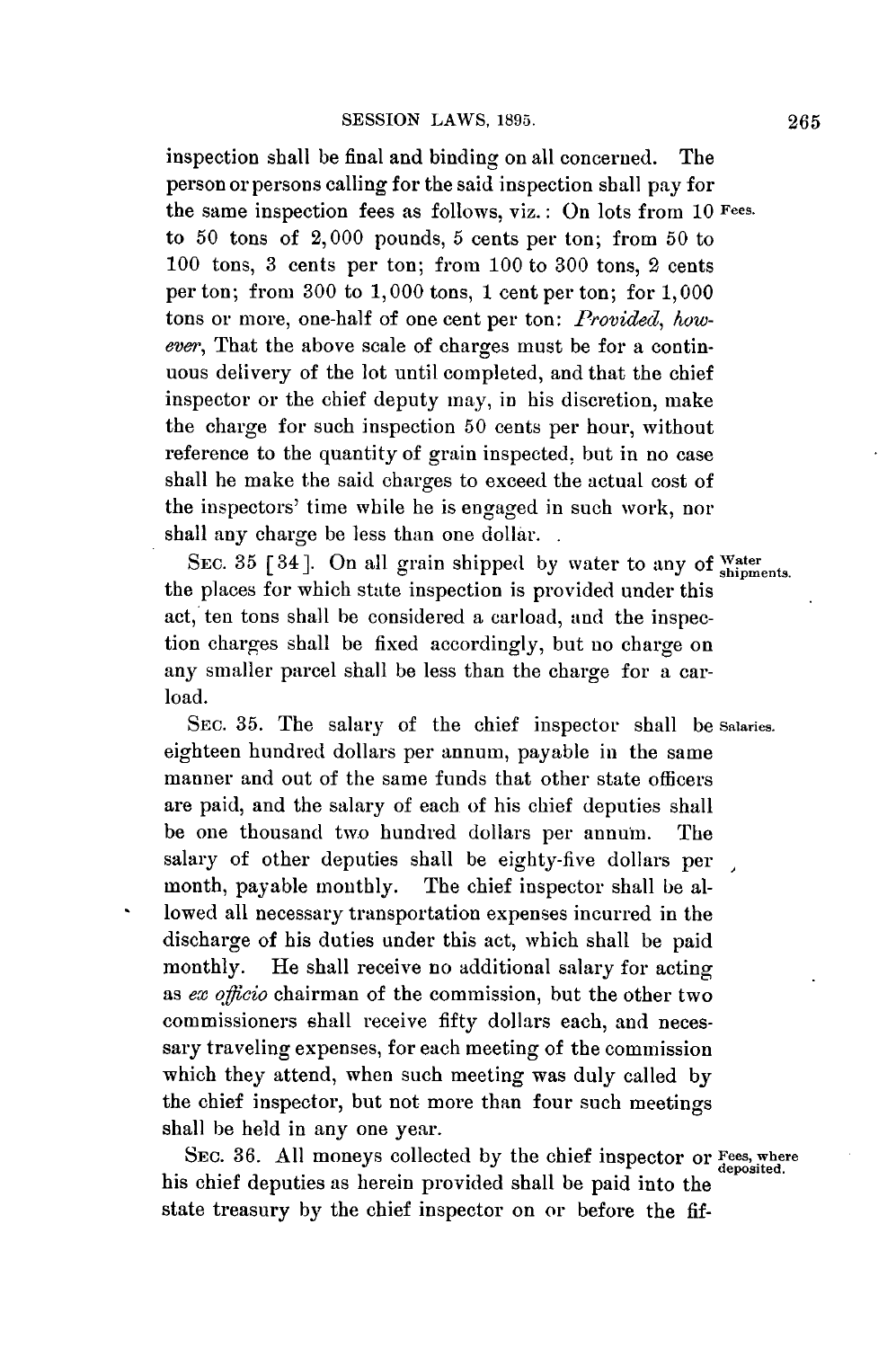inspection shall be final and binding on all concerned. The person or persons calling for the said inspection shall pay for the same inspection fees as follows, viz.: On lots from 10 to 50 tons of 2,000 pounds, 5 cents per ton; from 50 to 100 tons, 3 cents per ton; from 100 to 300 tons, 2 cents per ton; from 300 to 1,000 tons, 1 cent per ton; for 1,000 tons or more, one-half of one cent per ton: *Provided, however*, That the above scale of charges must be for a continuous delivery of the lot until completed, and that the chief inspector or the chief deputy may, in his discretion, make the charge for such inspection 50 cents per hour, without reference to the quantity of grain inspected, but in no case shall he make the said charges to exceed the actual cost of the inspectors' time while he is engaged in such work, nor shall any charge be less than one dollar.

Fees.

SEC. 35 [34]. On all grain shipped by water to any of the places for which state inspection is provided under this act, ten tons shall be considered a carload, and the inspection charges shall be fixed accordingly, but no charge on any smaller parcel shall be less than the charge for a carload.

Water shipments.

SEC. 35. The salary of the chief inspector shall be eighteen hundred dollars per annum, payable in the same manner and out of the same funds that other state officers are paid, and the salary of each of his chief deputies shall be one thousand two hundred dollars per annum. The salary of other deputies shall be eighty-five dollars per month, payable monthly. The chief inspector shall be allowed all necessary transportation expenses incurred in the discharge of his duties under this act, which shall be paid monthly. He shall receive no additional salary for acting as *ex officio* chairman of the commission, but the other two commissioners shall receive fifty dollars each, and necessary traveling expenses, for each meeting of the commission which they attend, when such meeting was duly called by the chief inspector, but not more than four such meetings shall be held in any one year.

Salaries.

SEC. 36. All moneys collected by the chief inspector or his chief deputies as herein provided shall be paid into the state treasury by the chief inspector on or before the fif-

Fees, where deposited.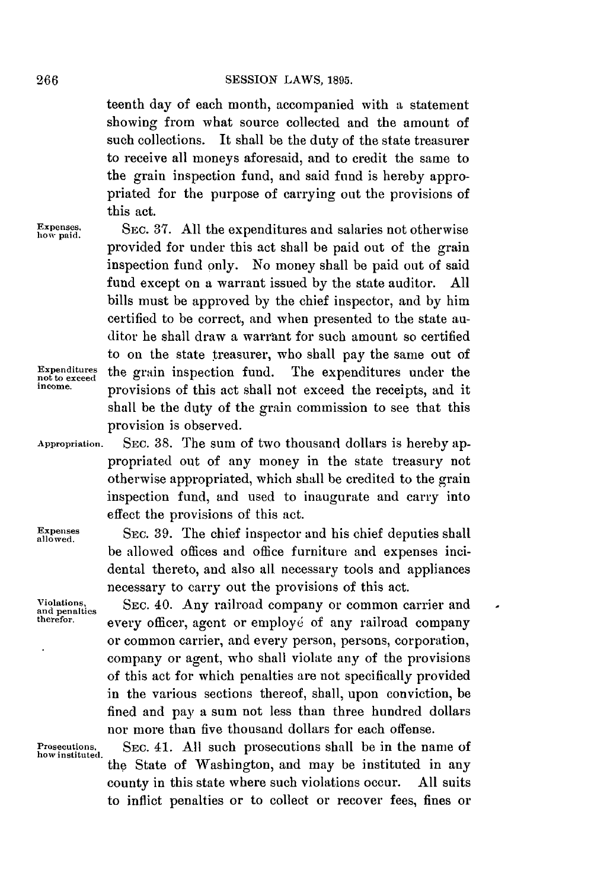teenth day of each month, accompanied with a statement showing from what source collected and the amount of such collections. It shall be the duty of the state treasurer to receive all moneys aforesaid, and to credit the same to the grain inspection fund, and said fund is hereby appropriated for the purpose of carrying out the provisions of this act.

Expenses, how paid.

SEC. 37. All the expenditures and salaries not otherwise provided for under this act shall be paid out of the grain inspection fund only. No money shall be paid out of said fund except on a warrant issued by the state auditor. All bills must be approved by the chief inspector, and by him certified to be correct, and when presented to the state auditor he shall draw a warrant for such amount so certified to on the state treasurer, who shall pay the same out of the grain inspection fund. The expenditures under the provisions of this act shall not exceed the receipts, and it shall be the duty of the grain commission to see that this provision is observed.

Expenditures not to exceed income.

Appropriation.

SEC. 38. The sum of two thousand dollars is hereby appropriated out of any money in the state treasury not otherwise appropriated, which shall be credited to the grain inspection fund, and used to inaugurate and carry into effect the provisions of this act.

Expenses allowed.

SEC. 39. The chief inspector and his chief deputies shall be allowed offices and office furniture and expenses incidental thereto, and also all necessary tools and appliances necessary to carry out the provisions of this act.

Violations, and penalties therefor.

SEC. 40. Any railroad company or common carrier and every officer, agent or employé of any railroad company or common carrier, and every person, persons, corporation, company or agent, who shall violate any of the provisions of this act for which penalties are not specifically provided in the various sections thereof, shall, upon conviction, be fined and pay a sum not less than three hundred dollars nor more than five thousand dollars for each offense.

Prosecutions, how instituted.

SEC. 41. All such prosecutions shall be in the name of the State of Washington, and may be instituted in any county in this state where such violations occur. All suits to inflict penalties or to collect or recover fees, fines or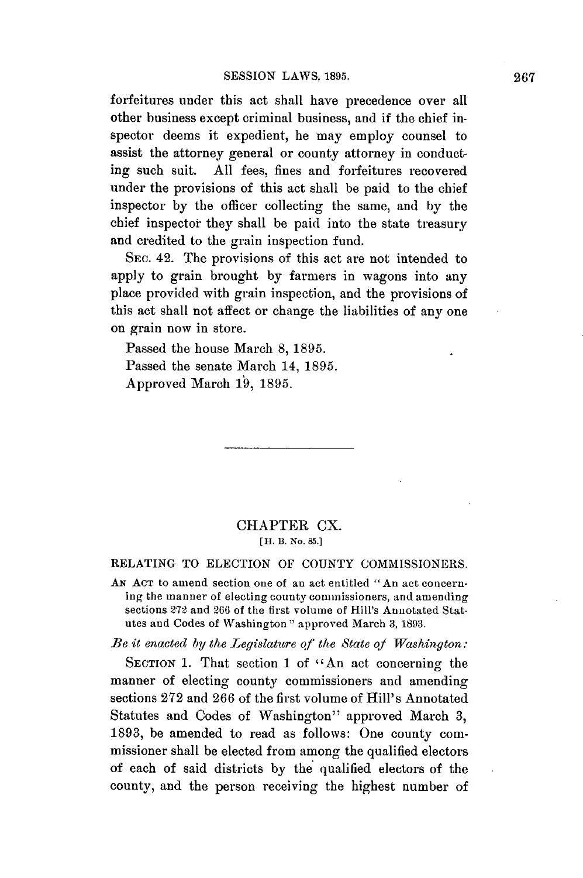forfeitures under this act shall have precedence over all other business except criminal business, and if the chief inspector deems it expedient, he may employ counsel to assist the attorney general or county attorney in conducting such suit. All fees, fines and forfeitures recovered under the provisions of this act shall be paid to the chief inspector by the officer collecting the same, and by the chief inspector they shall be paid into the state treasury and credited to the grain inspection fund.

SEC. 42. The provisions of this act are not intended to apply to grain brought by farmers in wagons into any place provided with grain inspection, and the provisions of this act shall not affect or change the liabilities of any one on grain now in store.

Passed the house March 8, 1895.

Passed the senate March 14, 1895.

Approved March 19, 1895.

---

## CHAPTER CX.

[H. B. No. 85.]

### RELATING TO ELECTION OF COUNTY COMMISSIONERS.

AN ACT to amend section one of an act entitled "An act concerning the manner of electing county commissioners, and amending sections 272 and 266 of the first volume of Hill's Annotated Statutes and Codes of Washington" approved March 3, 1893.

*Be it enacted by the Legislature of the State of Washington:*

SECTION 1. That section 1 of "An act concerning the manner of electing county commissioners and amending sections 272 and 266 of the first volume of Hill's Annotated Statutes and Codes of Washington" approved March 3, 1893, be amended to read as follows: One county commissioner shall be elected from among the qualified electors of each of said districts by the qualified electors of the county, and the person receiving the highest number of